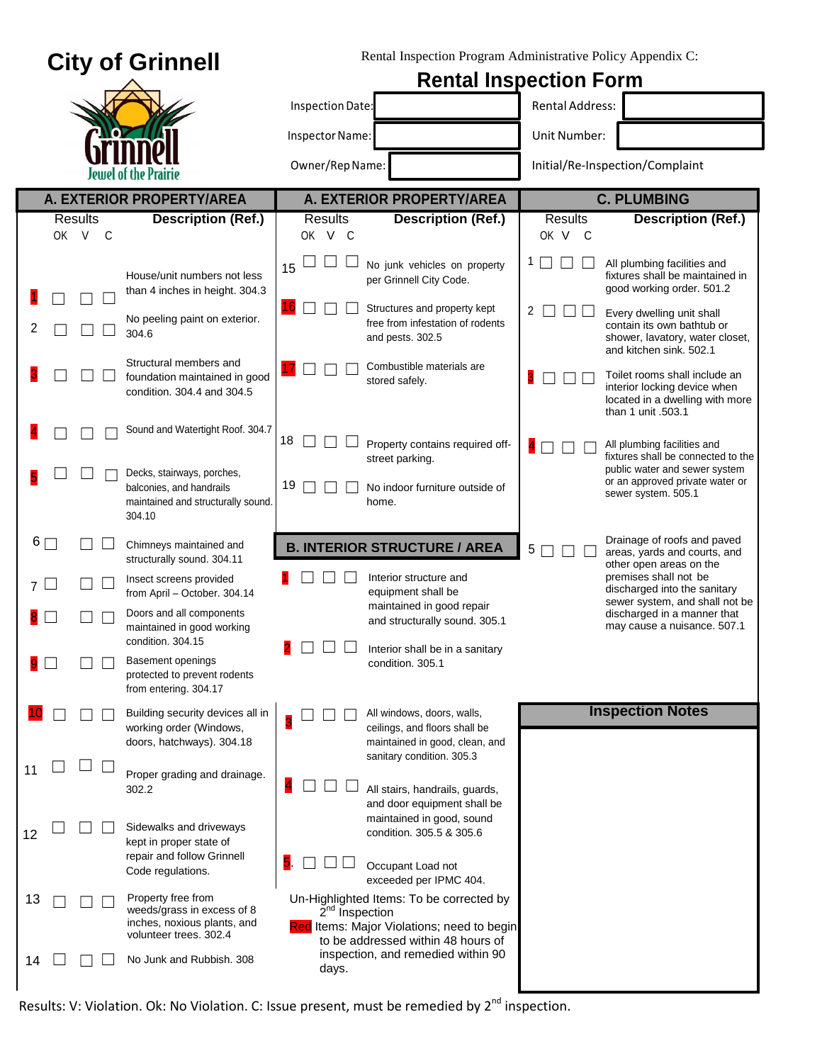# City of Grinnell

Jewel of the Prairie

Rental Inspection Program Administrative Policy Appendix C:

## Rental Inspection Form

| | | | |
|---|---|---|---|
| Inspection Date: | | Rental Address: | |
| Inspector Name: | | Unit Number: | |
| Owner/Rep Name: | | Initial/Re-Inspection/Complaint | |

### A. EXTERIOR PROPERTY/AREA

| # | OK | V | C | Description (Ref.) |
|---|---|---|---|---|
| 1 | ☐ | ☐ | ☐ | House/unit numbers not less than 4 inches in height. 304.3 |
| 2 | ☐ | ☐ | ☐ | No peeling paint on exterior. 304.6 |
| 3 | ☐ | ☐ | ☐ | Structural members and foundation maintained in good condition. 304.4 and 304.5 |
| 4 | ☐ | ☐ | ☐ | Sound and Watertight Roof. 304.7 |
| 5 | ☐ | ☐ | ☐ | Decks, stairways, porches, balconies, and handrails maintained and structurally sound. 304.10 |
| 6 | ☐ | ☐ | ☐ | Chimneys maintained and structurally sound. 304.11 |
| 7 | ☐ | ☐ | ☐ | Insect screens provided from April – October. 304.14 |
| 8 | ☐ | ☐ | ☐ | Doors and all components maintained in good working condition. 304.15 |
| 9 | ☐ | ☐ | ☐ | Basement openings protected to prevent rodents from entering. 304.17 |
| 10 | ☐ | ☐ | ☐ | Building security devices all in working order (Windows, doors, hatchways). 304.18 |
| 11 | ☐ | ☐ | ☐ | Proper grading and drainage. 302.2 |
| 12 | ☐ | ☐ | ☐ | Sidewalks and driveways kept in proper state of repair and follow Grinnell Code regulations. |
| 13 | ☐ | ☐ | ☐ | Property free from weeds/grass in excess of 8 inches, noxious plants, and volunteer trees. 302.4 |
| 14 | ☐ | ☐ | ☐ | No Junk and Rubbish. 308 |
| 15 | ☐ | ☐ | ☐ | No junk vehicles on property per Grinnell City Code. |
| 16 | ☐ | ☐ | ☐ | Structures and property kept free from infestation of rodents and pests. 302.5 |
| 17 | ☐ | ☐ | ☐ | Combustible materials are stored safely. |
| 18 | ☐ | ☐ | ☐ | Property contains required off-street parking. |
| 19 | ☐ | ☐ | ☐ | No indoor furniture outside of home. |

### B. INTERIOR STRUCTURE / AREA

| # | OK | V | C | Description (Ref.) |
|---|---|---|---|---|
| 1 | ☐ | ☐ | ☐ | Interior structure and equipment shall be maintained in good repair and structurally sound. 305.1 |
| 2 | ☐ | ☐ | ☐ | Interior shall be in a sanitary condition. 305.1 |
| 3 | ☐ | ☐ | ☐ | All windows, doors, walls, ceilings, and floors shall be maintained in good, clean, and sanitary condition. 305.3 |
| 4 | ☐ | ☐ | ☐ | All stairs, handrails, guards, and door equipment shall be maintained in good, sound condition. 305.5 & 305.6 |
| 5 | ☐ | ☐ | ☐ | Occupant Load not exceeded per IPMC 404. |

Un-Highlighted Items: To be corrected by 2nd Inspection

Red Items: Major Violations; need to begin to be addressed within 48 hours of inspection, and remedied within 90 days.

### C. PLUMBING

| # | OK | V | C | Description (Ref.) |
|---|---|---|---|---|
| 1 | ☐ | ☐ | ☐ | All plumbing facilities and fixtures shall be maintained in good working order. 501.2 |
| 2 | ☐ | ☐ | ☐ | Every dwelling unit shall contain its own bathtub or shower, lavatory, water closet, and kitchen sink. 502.1 |
| 3 | ☐ | ☐ | ☐ | Toilet rooms shall include an interior locking device when located in a dwelling with more than 1 unit .503.1 |
| 4 | ☐ | ☐ | ☐ | All plumbing facilities and fixtures shall be connected to the public water and sewer system or an approved private water or sewer system. 505.1 |
| 5 | ☐ | ☐ | ☐ | Drainage of roofs and paved areas, yards and courts, and other open areas on the premises shall not be discharged into the sanitary sewer system, and shall not be discharged in a manner that may cause a nuisance. 507.1 |

### Inspection Notes

Results: V: Violation. Ok: No Violation. C: Issue present, must be remedied by 2nd inspection.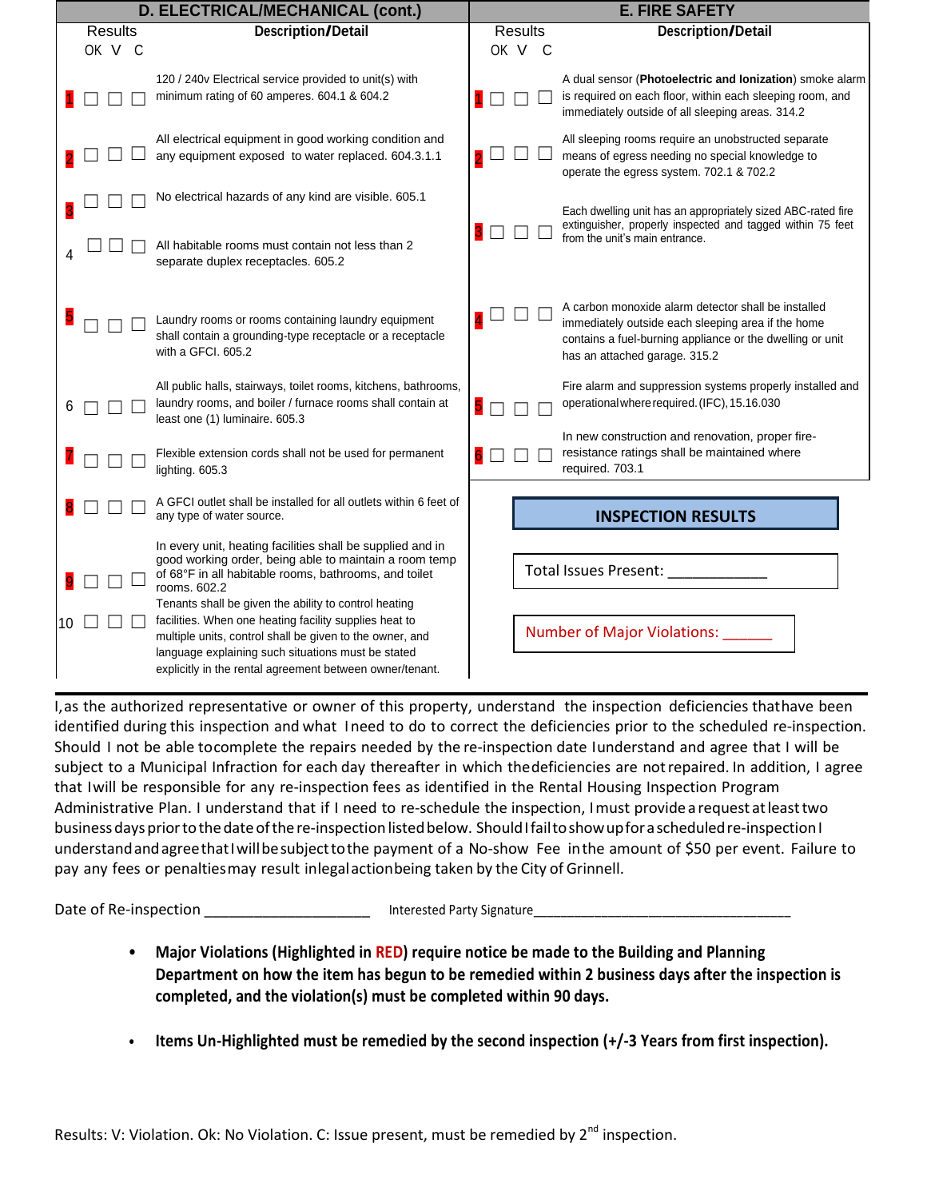| D. ELECTRICAL/MECHANICAL (cont.) | | | | | E. FIRE SAFETY | | | | |
|---|---|---|---|---|---|---|---|---|---|
| | Results OK | V | C | Description/Detail | | Results OK | V | C | Description/Detail |
| 1 | ☐ | ☐ | ☐ | 120 / 240v Electrical service provided to unit(s) with minimum rating of 60 amperes. 604.1 & 604.2 | 1 | ☐ | ☐ | ☐ | A dual sensor (**Photoelectric and Ionization**) smoke alarm is required on each floor, within each sleeping room, and immediately outside of all sleeping areas. 314.2 |
| 2 | ☐ | ☐ | ☐ | All electrical equipment in good working condition and any equipment exposed to water replaced. 604.3.1.1 | 2 | ☐ | ☐ | ☐ | All sleeping rooms require an unobstructed separate means of egress needing no special knowledge to operate the egress system. 702.1 & 702.2 |
| 3 | ☐ | ☐ | ☐ | No electrical hazards of any kind are visible. 605.1 | 3 | ☐ | ☐ | ☐ | Each dwelling unit has an appropriately sized ABC-rated fire extinguisher, properly inspected and tagged within 75 feet from the unit's main entrance. |
| 4 | ☐ | ☐ | ☐ | All habitable rooms must contain not less than 2 separate duplex receptacles. 605.2 | | | | | |
| 5 | ☐ | ☐ | ☐ | Laundry rooms or rooms containing laundry equipment shall contain a grounding-type receptacle or a receptacle with a GFCI. 605.2 | 4 | ☐ | ☐ | ☐ | A carbon monoxide alarm detector shall be installed immediately outside each sleeping area if the home contains a fuel-burning appliance or the dwelling or unit has an attached garage. 315.2 |
| 6 | ☐ | ☐ | ☐ | All public halls, stairways, toilet rooms, kitchens, bathrooms, laundry rooms, and boiler / furnace rooms shall contain at least one (1) luminaire. 605.3 | 5 | ☐ | ☐ | ☐ | Fire alarm and suppression systems properly installed and operational where required. (IFC), 15.16.030 |
| 7 | ☐ | ☐ | ☐ | Flexible extension cords shall not be used for permanent lighting. 605.3 | 6 | ☐ | ☐ | ☐ | In new construction and renovation, proper fire-resistance ratings shall be maintained where required. 703.1 |
| 8 | ☐ | ☐ | ☐ | A GFCI outlet shall be installed for all outlets within 6 feet of any type of water source. | | | | | |
| 9 | ☐ | ☐ | ☐ | In every unit, heating facilities shall be supplied and in good working order, being able to maintain a room temp of 68°F in all habitable rooms, bathrooms, and toilet rooms. 602.2 | | | | | |
| 10 | ☐ | ☐ | ☐ | Tenants shall be given the ability to control heating facilities. When one heating facility supplies heat to multiple units, control shall be given to the owner, and language explaining such situations must be stated explicitly in the rental agreement between owner/tenant. | | | | | |

**INSPECTION RESULTS**

Total Issues Present: ____________

Number of Major Violations: ______

I, as the authorized representative or owner of this property, understand the inspection deficiencies that have been identified during this inspection and what I need to do to correct the deficiencies prior to the scheduled re-inspection. Should I not be able to complete the repairs needed by the re-inspection date I understand and agree that I will be subject to a Municipal Infraction for each day thereafter in which the deficiencies are not repaired. In addition, I agree that I will be responsible for any re-inspection fees as identified in the Rental Housing Inspection Program Administrative Plan. I understand that if I need to re-schedule the inspection, I must provide a request at least two business days prior to the date of the re-inspection listed below. Should I fail to show up for a scheduled re-inspection I understand and agree that I will be subject to the payment of a No-show Fee in the amount of $50 per event. Failure to pay any fees or penalties may result in legal action being taken by the City of Grinnell.

Date of Re-inspection ____________________ Interested Party Signature__________________________________

- **Major Violations (Highlighted in RED) require notice be made to the Building and Planning Department on how the item has begun to be remedied within 2 business days after the inspection is completed, and the violation(s) must be completed within 90 days.**
- **Items Un-Highlighted must be remedied by the second inspection (+/-3 Years from first inspection).**

Results: V: Violation. Ok: No Violation. C: Issue present, must be remedied by 2nd inspection.